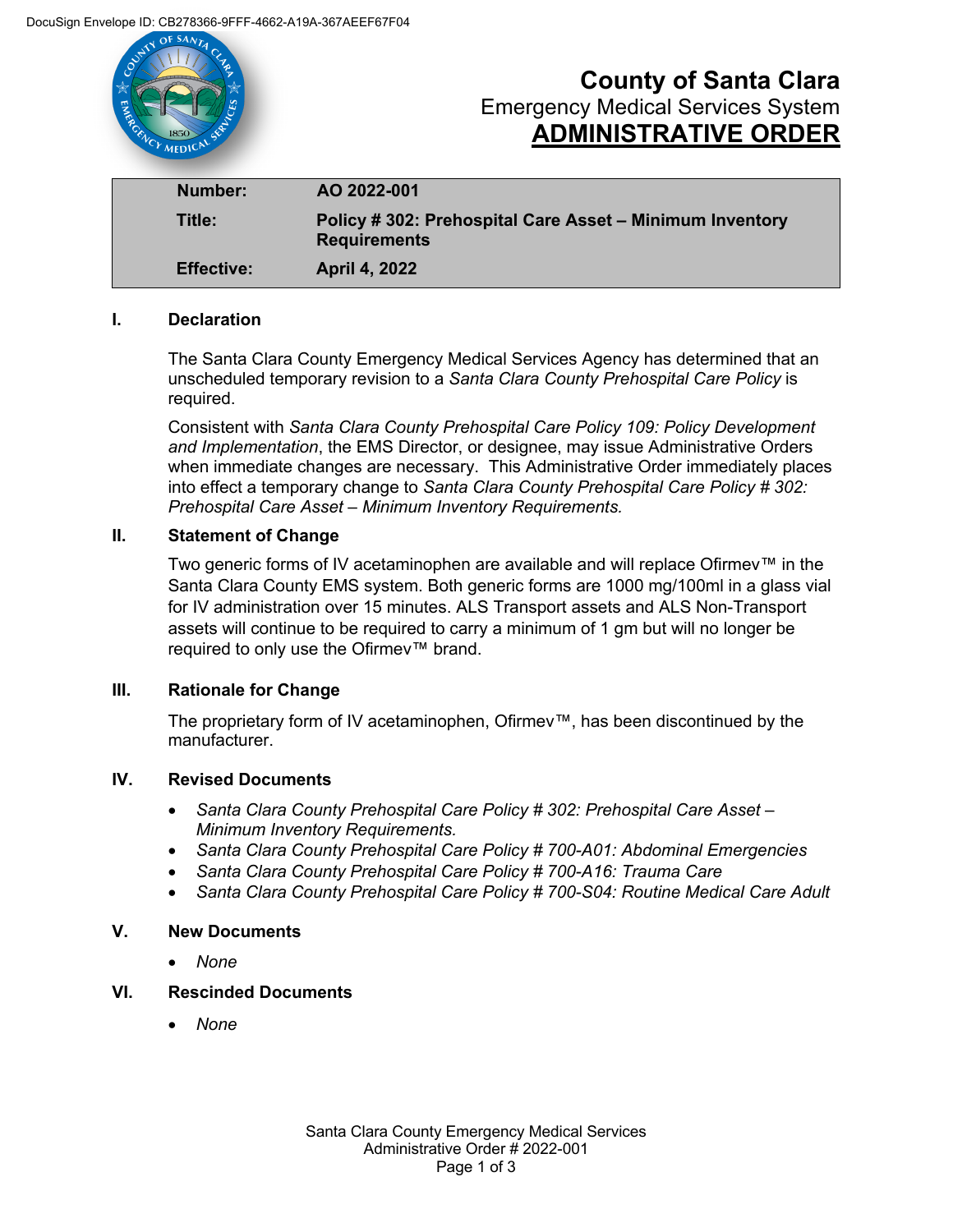DocuSign Envelope ID: CB278366-9FFF-4662-A19A-367AEEF67F04

# County of Santa Clara

Emergency Medical Services System

## ADMINISTRATIVE ORDER

| | |
|---|---|
| **Number:** | **AO 2022-001** |
| **Title:** | **Policy # 302: Prehospital Care Asset – Minimum Inventory Requirements** |
| **Effective:** | **April 4, 2022** |

### I. Declaration

The Santa Clara County Emergency Medical Services Agency has determined that an unscheduled temporary revision to a *Santa Clara County Prehospital Care Policy* is required.

Consistent with *Santa Clara County Prehospital Care Policy 109: Policy Development and Implementation*, the EMS Director, or designee, may issue Administrative Orders when immediate changes are necessary. This Administrative Order immediately places into effect a temporary change to *Santa Clara County Prehospital Care Policy # 302: Prehospital Care Asset – Minimum Inventory Requirements.*

### II. Statement of Change

Two generic forms of IV acetaminophen are available and will replace Ofirmev™ in the Santa Clara County EMS system. Both generic forms are 1000 mg/100ml in a glass vial for IV administration over 15 minutes. ALS Transport assets and ALS Non-Transport assets will continue to be required to carry a minimum of 1 gm but will no longer be required to only use the Ofirmev™ brand.

### III. Rationale for Change

The proprietary form of IV acetaminophen, Ofirmev™, has been discontinued by the manufacturer.

### IV. Revised Documents

- *Santa Clara County Prehospital Care Policy # 302: Prehospital Care Asset – Minimum Inventory Requirements.*
- *Santa Clara County Prehospital Care Policy # 700-A01: Abdominal Emergencies*
- *Santa Clara County Prehospital Care Policy # 700-A16: Trauma Care*
- *Santa Clara County Prehospital Care Policy # 700-S04: Routine Medical Care Adult*

### V. New Documents

- *None*

### VI. Rescinded Documents

- *None*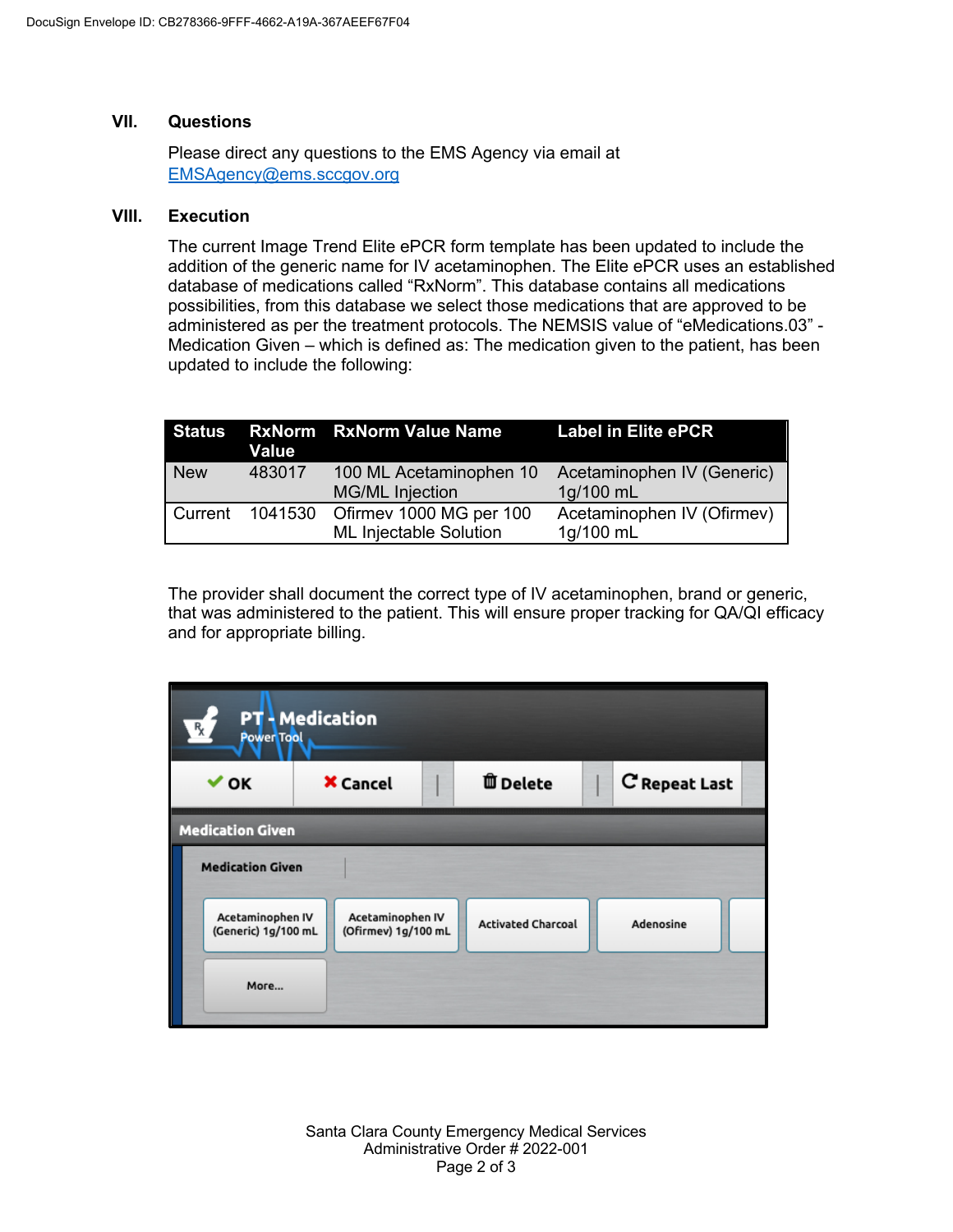DocuSign Envelope ID: CB278366-9FFF-4662-A19A-367AEEF67F04

## VII. Questions

Please direct any questions to the EMS Agency via email at [EMSAgency@ems.sccgov.org](mailto:EMSAgency@ems.sccgov.org)

## VIII. Execution

The current Image Trend Elite ePCR form template has been updated to include the addition of the generic name for IV acetaminophen. The Elite ePCR uses an established database of medications called "RxNorm". This database contains all medications possibilities, from this database we select those medications that are approved to be administered as per the treatment protocols. The NEMSIS value of "eMedications.03" - Medication Given – which is defined as: The medication given to the patient, has been updated to include the following:

| Status | RxNorm Value | RxNorm Value Name | Label in Elite ePCR |
|---|---|---|---|
| New | 483017 | 100 ML Acetaminophen 10 MG/ML Injection | Acetaminophen IV (Generic) 1g/100 mL |
| Current | 1041530 | Ofirmev 1000 MG per 100 ML Injectable Solution | Acetaminophen IV (Ofirmev) 1g/100 mL |

The provider shall document the correct type of IV acetaminophen, brand or generic, that was administered to the patient. This will ensure proper tracking for QA/QI efficacy and for appropriate billing.

PT - Medication
Power Tool

OK | Cancel | Delete | Repeat Last

Medication Given

Medication Given

Acetaminophen IV (Generic) 1g/100 mL | Acetaminophen IV (Ofirmev) 1g/100 mL | Activated Charcoal | Adenosine

More...

Santa Clara County Emergency Medical Services
Administrative Order # 2022-001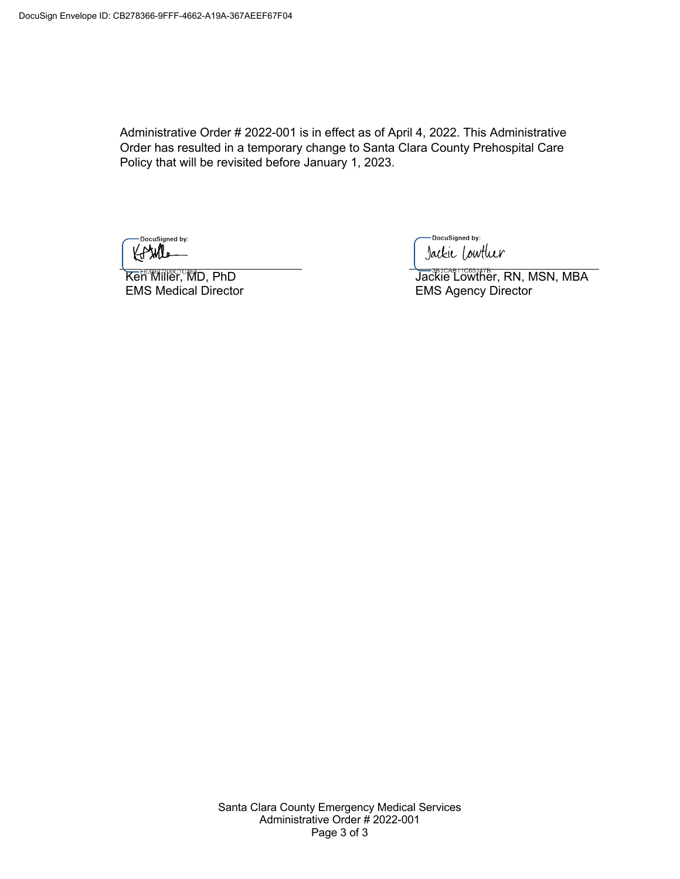Administrative Order # 2022-001 is in effect as of April 4, 2022. This Administrative Order has resulted in a temporary change to Santa Clara County Prehospital Care Policy that will be revisited before January 1, 2023.

Ken Miller, MD, PhD
EMS Medical Director

Jackie Lowther, RN, MSN, MBA
EMS Agency Director